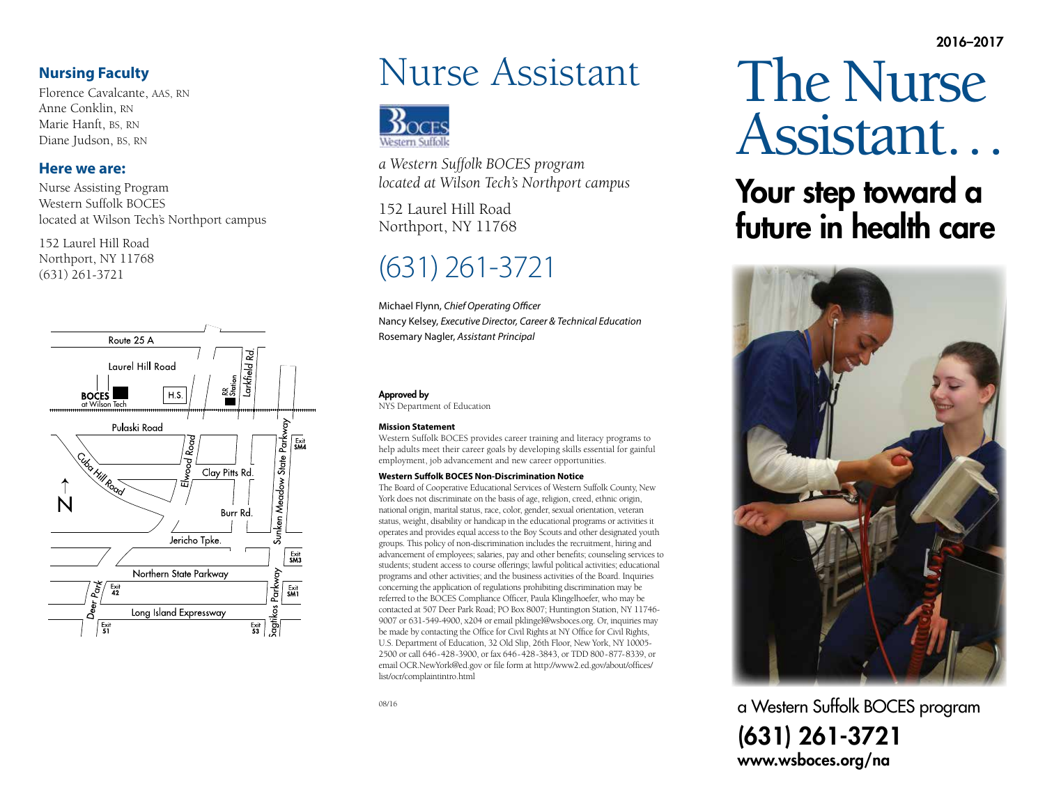## Nursing Faculty

Florence Cavalcante, AAS, RN
Anne Conklin, RN
Marie Hanft, BS, RN
Diane Judson, BS, RN

## Here we are:

Nursing Assisting Program
Western Suffolk BOCES
located at Wilson Tech's Northport campus

152 Laurel Hill Road
Northport, NY 11768
(631) 261-3721

Route 25 A
Laurel Hill Road
BOCES at Wilson Tech
H.S.
RR Station
Larkfield Rd.
Pulaski Road
Cuba Hill Road
Elwood Road
Clay Pitts Rd.
Burr Rd.
Sunken Meadow State Parkway
Exit SM4
N
Jericho Tpke.
Exit SM3
Northern State Parkway
Deer Park
Exit 42
Exit SM1
Sagtikos Parkway
Long Island Expressway
Exit 51
Exit 53

# Nurse Assistant

BOCES Western Suffolk

*a Western Suffolk BOCES program*
*located at Wilson Tech's Northport campus*

152 Laurel Hill Road
Northport, NY 11768

(631) 261-3721

Michael Flynn, *Chief Operating Officer*
Nancy Kelsey, *Executive Director, Career & Technical Education*
Rosemary Nagler, *Assistant Principal*

**Approved by**
NYS Department of Education

**Mission Statement**
Western Suffolk BOCES provides career training and literacy programs to help adults meet their career goals by developing skills essential for gainful employment, job advancement and new career opportunities.

**Western Suffolk BOCES Non-Discrimination Notice**
The Board of Cooperative Educational Services of Western Suffolk County, New York does not discriminate on the basis of age, religion, creed, ethnic origin, national origin, marital status, race, color, gender, sexual orientation, veteran status, weight, disability or handicap in the educational programs or activities it operates and provides equal access to the Boy Scouts and other designated youth groups. This policy of non-discrimination includes the recruitment, hiring and advancement of employees; salaries, pay and other benefits; counseling services to students; student access to course offerings; lawful political activities; educational programs and other activities; and the business activities of the Board. Inquiries concerning the application of regulations prohibiting discrimination may be referred to the BOCES Compliance Officer, Paula Klingelhoefer, who may be contacted at 507 Deer Park Road; PO Box 8007; Huntington Station, NY 11746-9007 or 631-549-4900, x204 or email pklingel@wsboces.org. Or, inquiries may be made by contacting the Office for Civil Rights at NY Office for Civil Rights, U.S. Department of Education, 32 Old Slip, 26th Floor, New York, NY 10005-2500 or call 646-428-3900, or fax 646-428-3843, or TDD 800-877-8339, or email OCR.NewYork@ed.gov or file form at http://www2.ed.gov/about/offices/list/ocr/complaintintro.html

08/16

**2016–2017**

# The Nurse Assistant…

## Your step toward a future in health care

a Western Suffolk BOCES program

**(631) 261-3721**
**www.wsboces.org/na**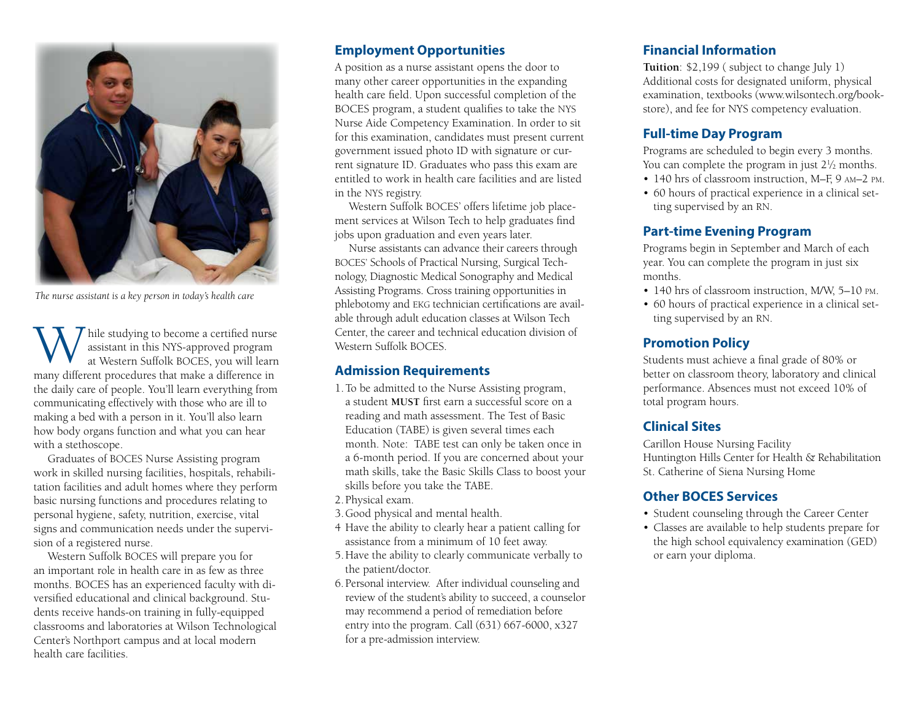*The nurse assistant is a key person in today's health care*

While studying to become a certified nurse assistant in this NYS-approved program at Western Suffolk BOCES, you will learn many different procedures that make a difference in the daily care of people. You'll learn everything from communicating effectively with those who are ill to making a bed with a person in it. You'll also learn how body organs function and what you can hear with a stethoscope.

Graduates of BOCES Nurse Assisting program work in skilled nursing facilities, hospitals, rehabilitation facilities and adult homes where they perform basic nursing functions and procedures relating to personal hygiene, safety, nutrition, exercise, vital signs and communication needs under the supervision of a registered nurse.

Western Suffolk BOCES will prepare you for an important role in health care in as few as three months. BOCES has an experienced faculty with diversified educational and clinical background. Students receive hands-on training in fully-equipped classrooms and laboratories at Wilson Technological Center's Northport campus and at local modern health care facilities.

## Employment Opportunities

A position as a nurse assistant opens the door to many other career opportunities in the expanding health care field. Upon successful completion of the BOCES program, a student qualifies to take the NYS Nurse Aide Competency Examination. In order to sit for this examination, candidates must present current government issued photo ID with signature or current signature ID. Graduates who pass this exam are entitled to work in health care facilities and are listed in the NYS registry.

Western Suffolk BOCES' offers lifetime job placement services at Wilson Tech to help graduates find jobs upon graduation and even years later.

Nurse assistants can advance their careers through BOCES' Schools of Practical Nursing, Surgical Technology, Diagnostic Medical Sonography and Medical Assisting Programs. Cross training opportunities in phlebotomy and EKG technician certifications are available through adult education classes at Wilson Tech Center, the career and technical education division of Western Suffolk BOCES.

## Admission Requirements

1. To be admitted to the Nurse Assisting program, a student **MUST** first earn a successful score on a reading and math assessment. The Test of Basic Education (TABE) is given several times each month. Note: TABE test can only be taken once in a 6-month period. If you are concerned about your math skills, take the Basic Skills Class to boost your skills before you take the TABE.
2. Physical exam.
3. Good physical and mental health.
4. Have the ability to clearly hear a patient calling for assistance from a minimum of 10 feet away.
5. Have the ability to clearly communicate verbally to the patient/doctor.
6. Personal interview. After individual counseling and review of the student's ability to succeed, a counselor may recommend a period of remediation before entry into the program. Call (631) 667-6000, x327 for a pre-admission interview.

## Financial Information

**Tuition**: $2,199 ( subject to change July 1)
Additional costs for designated uniform, physical examination, textbooks (www.wilsontech.org/bookstore), and fee for NYS competency evaluation.

## Full-time Day Program

Programs are scheduled to begin every 3 months. You can complete the program in just 2½ months.

- 140 hrs of classroom instruction, M–F, 9 AM–2 PM.
- 60 hours of practical experience in a clinical setting supervised by an RN.

## Part-time Evening Program

Programs begin in September and March of each year. You can complete the program in just six months.

- 140 hrs of classroom instruction, M/W, 5–10 PM.
- 60 hours of practical experience in a clinical setting supervised by an RN.

## Promotion Policy

Students must achieve a final grade of 80% or better on classroom theory, laboratory and clinical performance. Absences must not exceed 10% of total program hours.

## Clinical Sites

Carillon House Nursing Facility
Huntington Hills Center for Health & Rehabilitation
St. Catherine of Siena Nursing Home

## Other BOCES Services

- Student counseling through the Career Center
- Classes are available to help students prepare for the high school equivalency examination (GED) or earn your diploma.